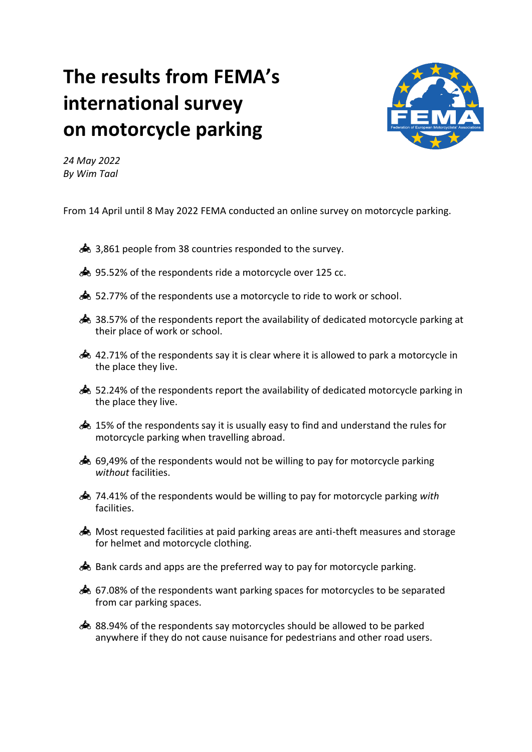# The results from FEMA's international survey on motorcycle parking

*24 May 2022*
*By Wim Taal*

From 14 April until 8 May 2022 FEMA conducted an online survey on motorcycle parking.

- 3,861 people from 38 countries responded to the survey.
- 95.52% of the respondents ride a motorcycle over 125 cc.
- 52.77% of the respondents use a motorcycle to ride to work or school.
- 38.57% of the respondents report the availability of dedicated motorcycle parking at their place of work or school.
- 42.71% of the respondents say it is clear where it is allowed to park a motorcycle in the place they live.
- 52.24% of the respondents report the availability of dedicated motorcycle parking in the place they live.
- 15% of the respondents say it is usually easy to find and understand the rules for motorcycle parking when travelling abroad.
- 69,49% of the respondents would not be willing to pay for motorcycle parking *without* facilities.
- 74.41% of the respondents would be willing to pay for motorcycle parking *with* facilities.
- Most requested facilities at paid parking areas are anti-theft measures and storage for helmet and motorcycle clothing.
- Bank cards and apps are the preferred way to pay for motorcycle parking.
- 67.08% of the respondents want parking spaces for motorcycles to be separated from car parking spaces.
- 88.94% of the respondents say motorcycles should be allowed to be parked anywhere if they do not cause nuisance for pedestrians and other road users.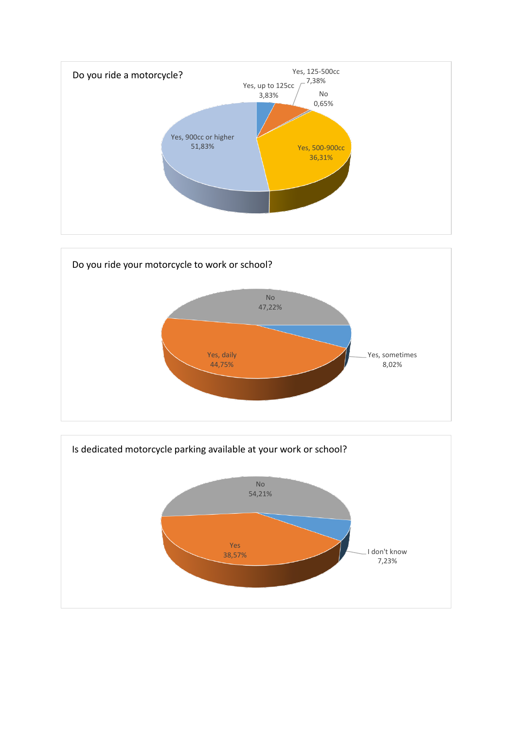Do you ride a motorcycle?

| Answer | Percentage |
|---|---|
| Yes, up to 125cc | 3,83% |
| Yes, 125-500cc | 7,38% |
| No | 0,65% |
| Yes, 500-900cc | 36,31% |
| Yes, 900cc or higher | 51,83% |

Do you ride your motorcycle to work or school?

| Answer | Percentage |
|---|---|
| No | 47,22% |
| Yes, daily | 44,75% |
| Yes, sometimes | 8,02% |

Is dedicated motorcycle parking available at your work or school?

| Answer | Percentage |
|---|---|
| No | 54,21% |
| Yes | 38,57% |
| I don't know | 7,23% |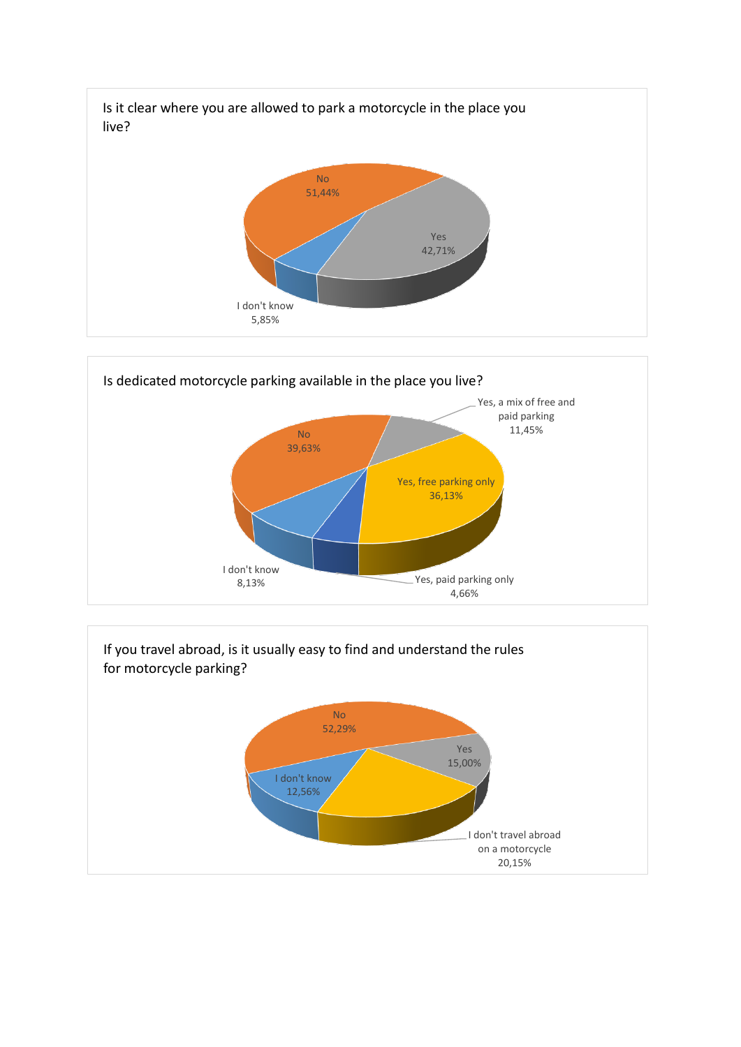Is it clear where you are allowed to park a motorcycle in the place you live?

No 51,44%

Yes 42,71%

I don't know 5,85%

Is dedicated motorcycle parking available in the place you live?

Yes, a mix of free and paid parking 11,45%

No 39,63%

Yes, free parking only 36,13%

I don't know 8,13%

Yes, paid parking only 4,66%

If you travel abroad, is it usually easy to find and understand the rules for motorcycle parking?

No 52,29%

Yes 15,00%

I don't know 12,56%

I don't travel abroad on a motorcycle 20,15%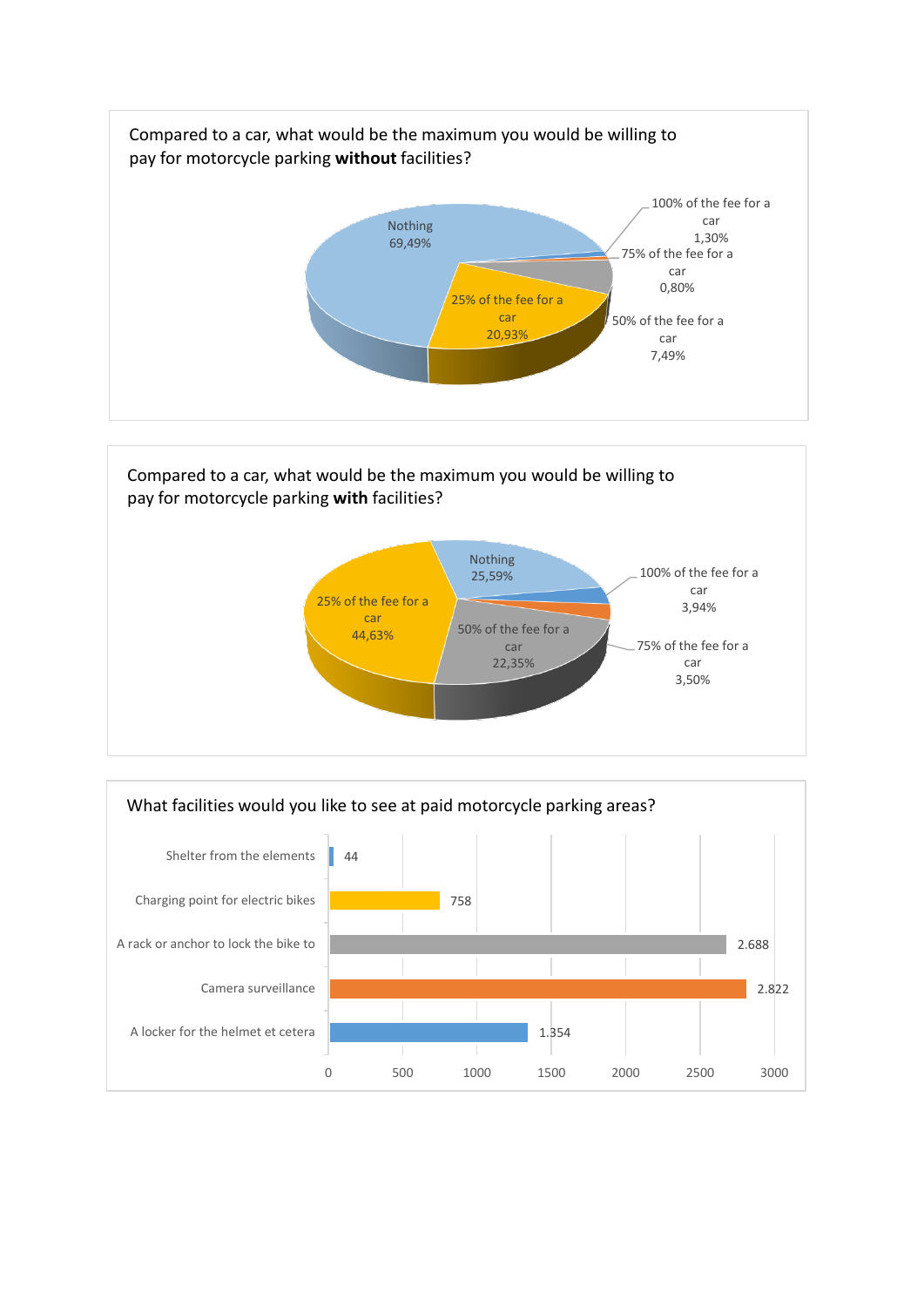Compared to a car, what would be the maximum you would be willing to pay for motorcycle parking **without** facilities?

| Answer | Percentage |
|---|---|
| Nothing | 69,49% |
| 25% of the fee for a car | 20,93% |
| 50% of the fee for a car | 7,49% |
| 75% of the fee for a car | 0,80% |
| 100% of the fee for a car | 1,30% |

Compared to a car, what would be the maximum you would be willing to pay for motorcycle parking **with** facilities?

| Answer | Percentage |
|---|---|
| Nothing | 25,59% |
| 25% of the fee for a car | 44,63% |
| 50% of the fee for a car | 22,35% |
| 75% of the fee for a car | 3,50% |
| 100% of the fee for a car | 3,94% |

What facilities would you like to see at paid motorcycle parking areas?

| Facility | Count |
|---|---|
| Shelter from the elements | 44 |
| Charging point for electric bikes | 758 |
| A rack or anchor to lock the bike to | 2.688 |
| Camera surveillance | 2.822 |
| A locker for the helmet et cetera | 1.354 |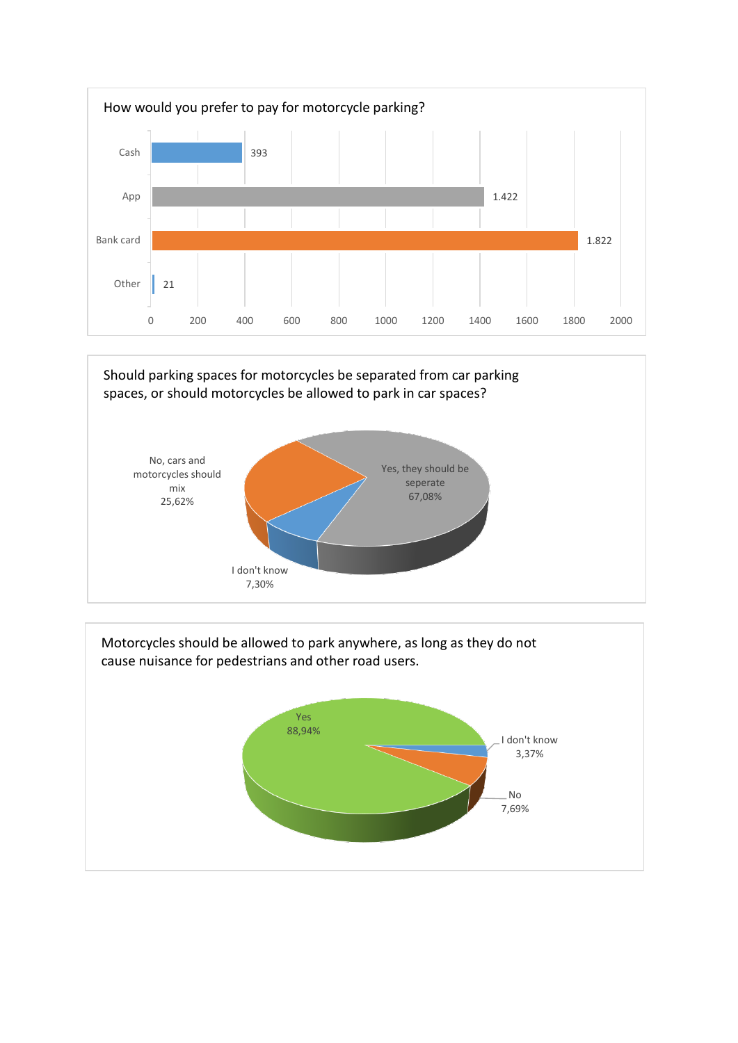## How would you prefer to pay for motorcycle parking?

| Option | Count |
| --- | --- |
| Cash | 393 |
| App | 1.422 |
| Bank card | 1.822 |
| Other | 21 |

## Should parking spaces for motorcycles be separated from car parking spaces, or should motorcycles be allowed to park in car spaces?

| Answer | Share |
| --- | --- |
| Yes, they should be seperate | 67,08% |
| No, cars and motorcycles should mix | 25,62% |
| I don't know | 7,30% |

## Motorcycles should be allowed to park anywhere, as long as they do not cause nuisance for pedestrians and other road users.

| Answer | Share |
| --- | --- |
| Yes | 88,94% |
| No | 7,69% |
| I don't know | 3,37% |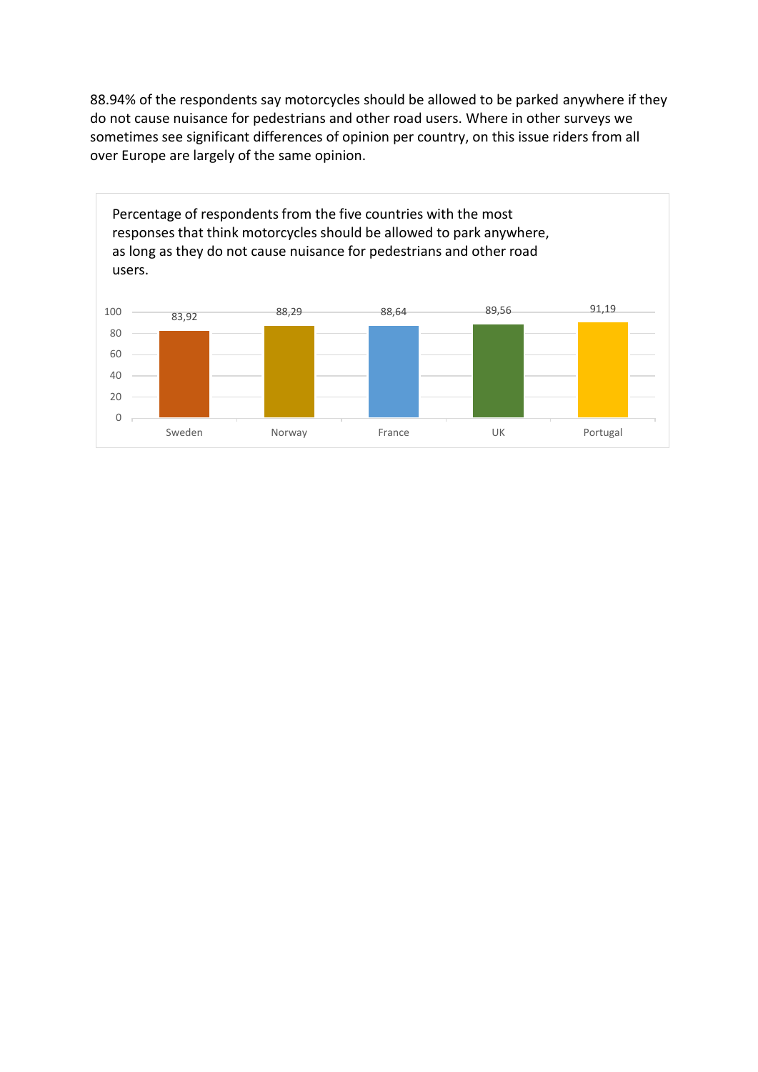88.94% of the respondents say motorcycles should be allowed to be parked anywhere if they do not cause nuisance for pedestrians and other road users. Where in other surveys we sometimes see significant differences of opinion per country, on this issue riders from all over Europe are largely of the same opinion.

Percentage of respondents from the five countries with the most responses that think motorcycles should be allowed to park anywhere, as long as they do not cause nuisance for pedestrians and other road users.

100
80
60
40
20
0

83,92
88,29
88,64
89,56
91,19

Sweden
Norway
France
UK
Portugal